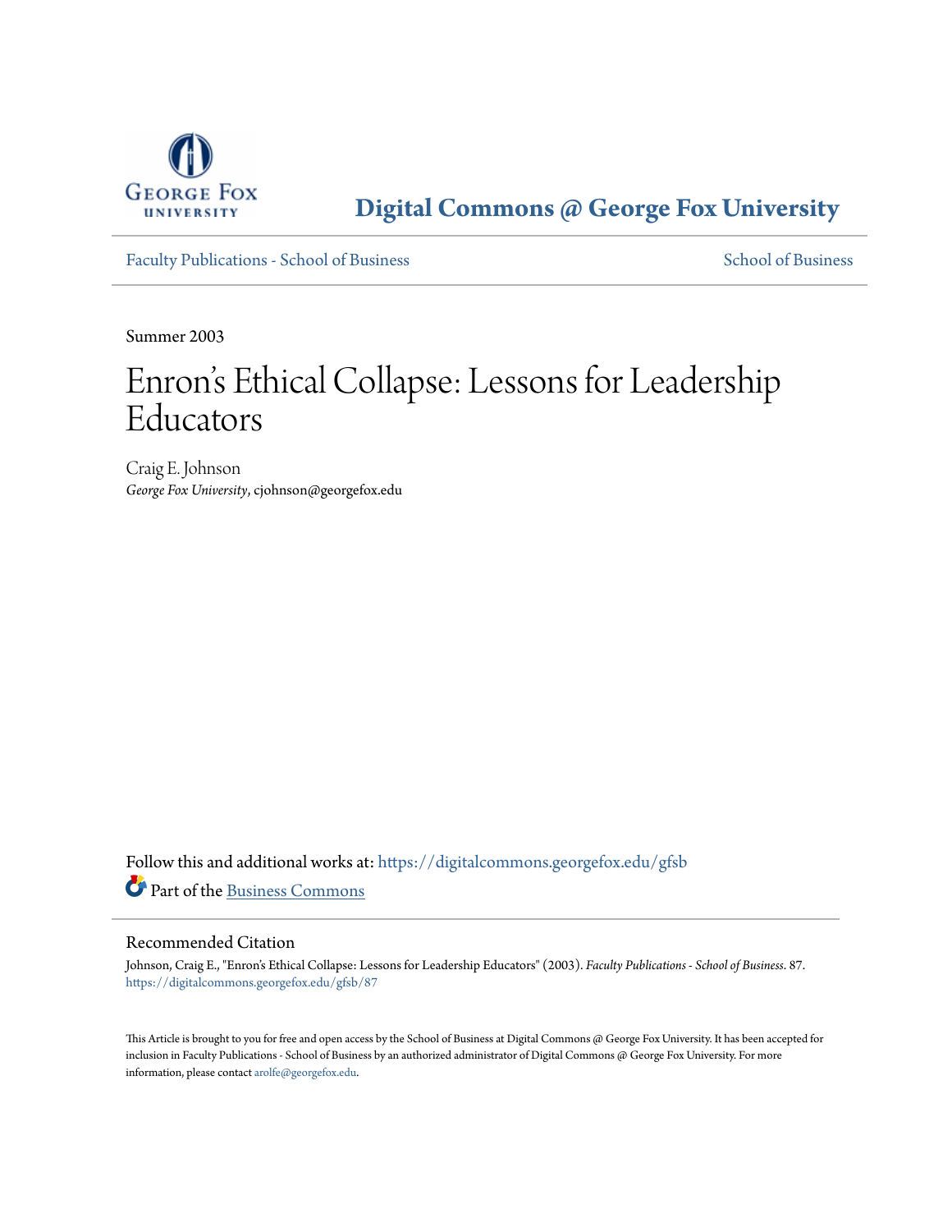Digital Commons @ George Fox University

Faculty Publications - School of Business

School of Business

Summer 2003

# Enron's Ethical Collapse: Lessons for Leadership Educators

Craig E. Johnson
*George Fox University*, cjohnson@georgefox.edu

Follow this and additional works at: https://digitalcommons.georgefox.edu/gfsb

Part of the Business Commons

## Recommended Citation

Johnson, Craig E., "Enron's Ethical Collapse: Lessons for Leadership Educators" (2003). *Faculty Publications - School of Business*. 87.
https://digitalcommons.georgefox.edu/gfsb/87

This Article is brought to you for free and open access by the School of Business at Digital Commons @ George Fox University. It has been accepted for inclusion in Faculty Publications - School of Business by an authorized administrator of Digital Commons @ George Fox University. For more information, please contact arolfe@georgefox.edu.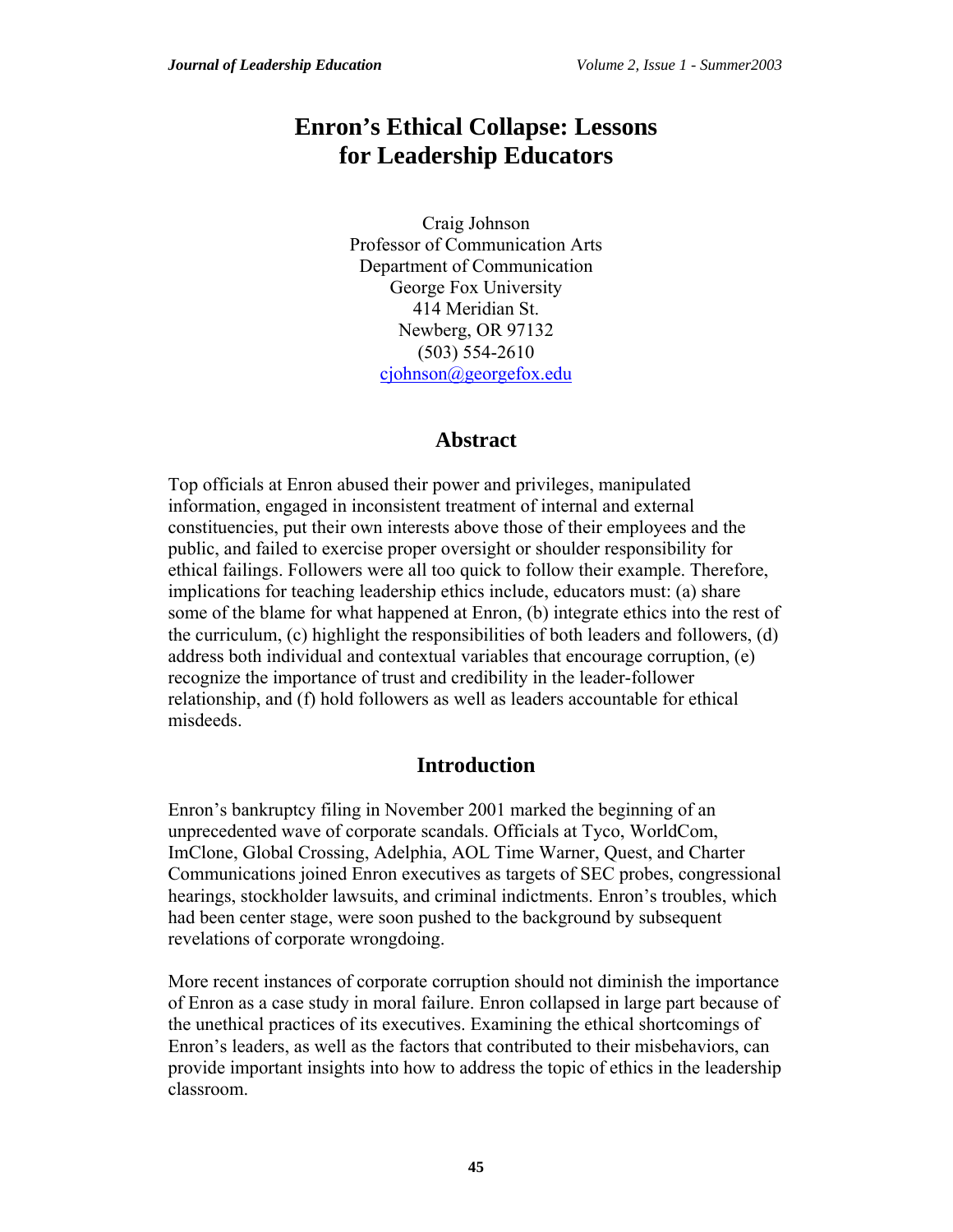# Enron's Ethical Collapse: Lessons for Leadership Educators

Craig Johnson
Professor of Communication Arts
Department of Communication
George Fox University
414 Meridian St.
Newberg, OR 97132
(503) 554-2610
cjohnson@georgefox.edu

## Abstract

Top officials at Enron abused their power and privileges, manipulated information, engaged in inconsistent treatment of internal and external constituencies, put their own interests above those of their employees and the public, and failed to exercise proper oversight or shoulder responsibility for ethical failings. Followers were all too quick to follow their example. Therefore, implications for teaching leadership ethics include, educators must: (a) share some of the blame for what happened at Enron, (b) integrate ethics into the rest of the curriculum, (c) highlight the responsibilities of both leaders and followers, (d) address both individual and contextual variables that encourage corruption, (e) recognize the importance of trust and credibility in the leader-follower relationship, and (f) hold followers as well as leaders accountable for ethical misdeeds.

## Introduction

Enron's bankruptcy filing in November 2001 marked the beginning of an unprecedented wave of corporate scandals. Officials at Tyco, WorldCom, ImClone, Global Crossing, Adelphia, AOL Time Warner, Quest, and Charter Communications joined Enron executives as targets of SEC probes, congressional hearings, stockholder lawsuits, and criminal indictments. Enron's troubles, which had been center stage, were soon pushed to the background by subsequent revelations of corporate wrongdoing.

More recent instances of corporate corruption should not diminish the importance of Enron as a case study in moral failure. Enron collapsed in large part because of the unethical practices of its executives. Examining the ethical shortcomings of Enron's leaders, as well as the factors that contributed to their misbehaviors, can provide important insights into how to address the topic of ethics in the leadership classroom.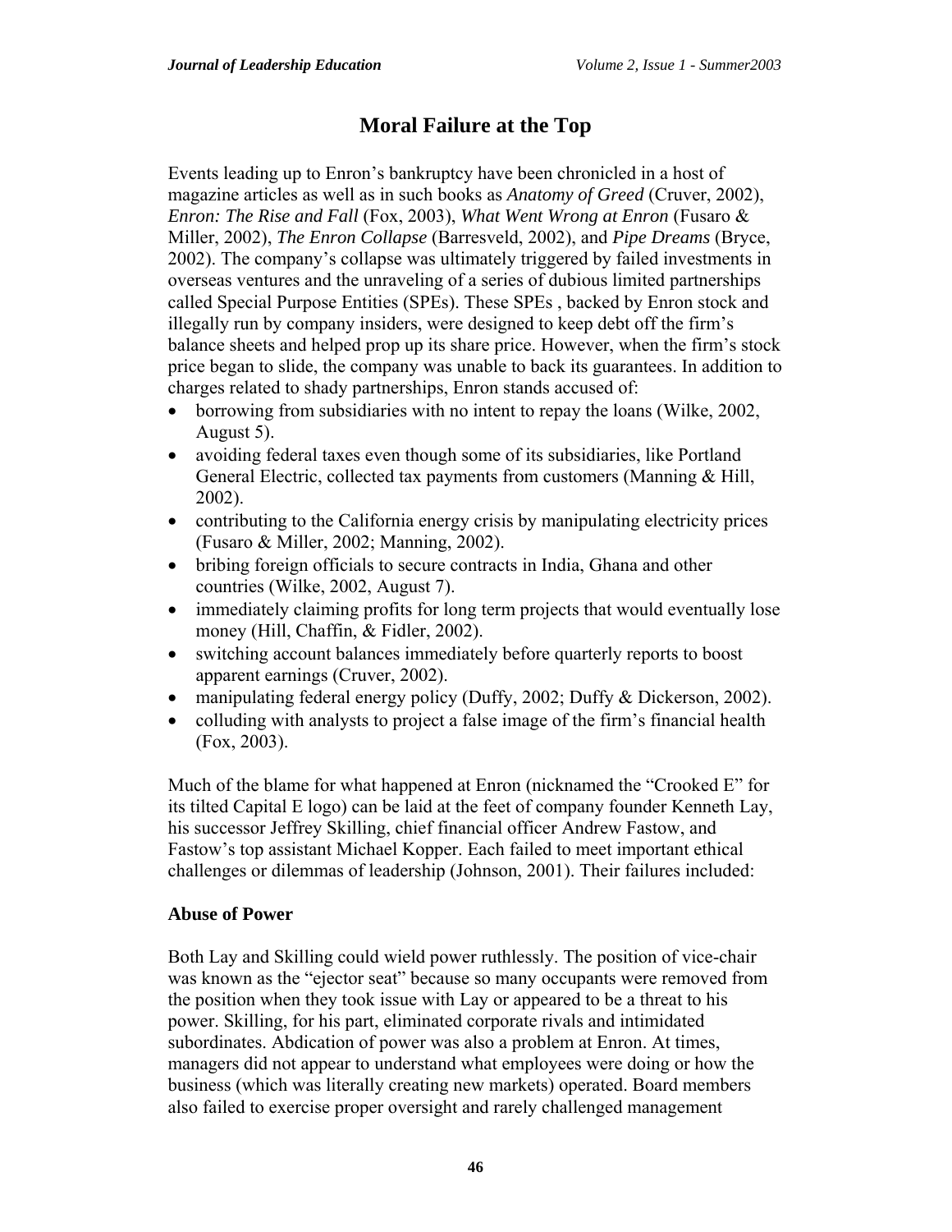# Moral Failure at the Top

Events leading up to Enron's bankruptcy have been chronicled in a host of magazine articles as well as in such books as *Anatomy of Greed* (Cruver, 2002), *Enron: The Rise and Fall* (Fox, 2003), *What Went Wrong at Enron* (Fusaro & Miller, 2002), *The Enron Collapse* (Barresveld, 2002), and *Pipe Dreams* (Bryce, 2002). The company's collapse was ultimately triggered by failed investments in overseas ventures and the unraveling of a series of dubious limited partnerships called Special Purpose Entities (SPEs). These SPEs , backed by Enron stock and illegally run by company insiders, were designed to keep debt off the firm's balance sheets and helped prop up its share price. However, when the firm's stock price began to slide, the company was unable to back its guarantees. In addition to charges related to shady partnerships, Enron stands accused of:

- borrowing from subsidiaries with no intent to repay the loans (Wilke, 2002, August 5).
- avoiding federal taxes even though some of its subsidiaries, like Portland General Electric, collected tax payments from customers (Manning & Hill, 2002).
- contributing to the California energy crisis by manipulating electricity prices (Fusaro & Miller, 2002; Manning, 2002).
- bribing foreign officials to secure contracts in India, Ghana and other countries (Wilke, 2002, August 7).
- immediately claiming profits for long term projects that would eventually lose money (Hill, Chaffin, & Fidler, 2002).
- switching account balances immediately before quarterly reports to boost apparent earnings (Cruver, 2002).
- manipulating federal energy policy (Duffy, 2002; Duffy & Dickerson, 2002).
- colluding with analysts to project a false image of the firm's financial health (Fox, 2003).

Much of the blame for what happened at Enron (nicknamed the "Crooked E" for its tilted Capital E logo) can be laid at the feet of company founder Kenneth Lay, his successor Jeffrey Skilling, chief financial officer Andrew Fastow, and Fastow's top assistant Michael Kopper. Each failed to meet important ethical challenges or dilemmas of leadership (Johnson, 2001). Their failures included:

**Abuse of Power**

Both Lay and Skilling could wield power ruthlessly. The position of vice-chair was known as the "ejector seat" because so many occupants were removed from the position when they took issue with Lay or appeared to be a threat to his power. Skilling, for his part, eliminated corporate rivals and intimidated subordinates. Abdication of power was also a problem at Enron. At times, managers did not appear to understand what employees were doing or how the business (which was literally creating new markets) operated. Board members also failed to exercise proper oversight and rarely challenged management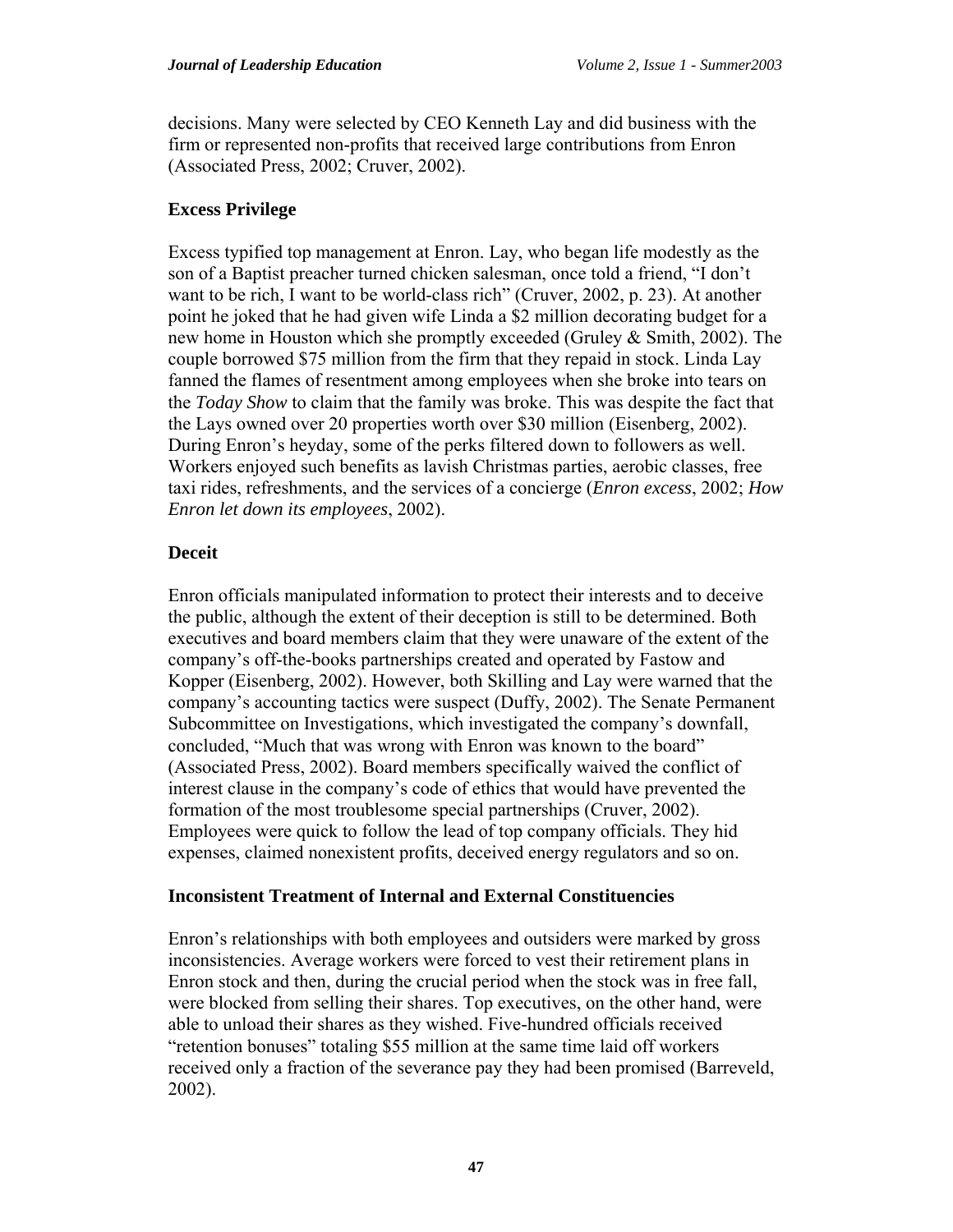decisions. Many were selected by CEO Kenneth Lay and did business with the firm or represented non-profits that received large contributions from Enron (Associated Press, 2002; Cruver, 2002).

### Excess Privilege

Excess typified top management at Enron. Lay, who began life modestly as the son of a Baptist preacher turned chicken salesman, once told a friend, "I don't want to be rich, I want to be world-class rich" (Cruver, 2002, p. 23). At another point he joked that he had given wife Linda a $2 million decorating budget for a new home in Houston which she promptly exceeded (Gruley & Smith, 2002). The couple borrowed $75 million from the firm that they repaid in stock. Linda Lay fanned the flames of resentment among employees when she broke into tears on the *Today Show* to claim that the family was broke. This was despite the fact that the Lays owned over 20 properties worth over $30 million (Eisenberg, 2002). During Enron's heyday, some of the perks filtered down to followers as well. Workers enjoyed such benefits as lavish Christmas parties, aerobic classes, free taxi rides, refreshments, and the services of a concierge (*Enron excess*, 2002; *How Enron let down its employees*, 2002).

### Deceit

Enron officials manipulated information to protect their interests and to deceive the public, although the extent of their deception is still to be determined. Both executives and board members claim that they were unaware of the extent of the company's off-the-books partnerships created and operated by Fastow and Kopper (Eisenberg, 2002). However, both Skilling and Lay were warned that the company's accounting tactics were suspect (Duffy, 2002). The Senate Permanent Subcommittee on Investigations, which investigated the company's downfall, concluded, "Much that was wrong with Enron was known to the board" (Associated Press, 2002). Board members specifically waived the conflict of interest clause in the company's code of ethics that would have prevented the formation of the most troublesome special partnerships (Cruver, 2002). Employees were quick to follow the lead of top company officials. They hid expenses, claimed nonexistent profits, deceived energy regulators and so on.

### Inconsistent Treatment of Internal and External Constituencies

Enron's relationships with both employees and outsiders were marked by gross inconsistencies. Average workers were forced to vest their retirement plans in Enron stock and then, during the crucial period when the stock was in free fall, were blocked from selling their shares. Top executives, on the other hand, were able to unload their shares as they wished. Five-hundred officials received "retention bonuses" totaling $55 million at the same time laid off workers received only a fraction of the severance pay they had been promised (Barreveld, 2002).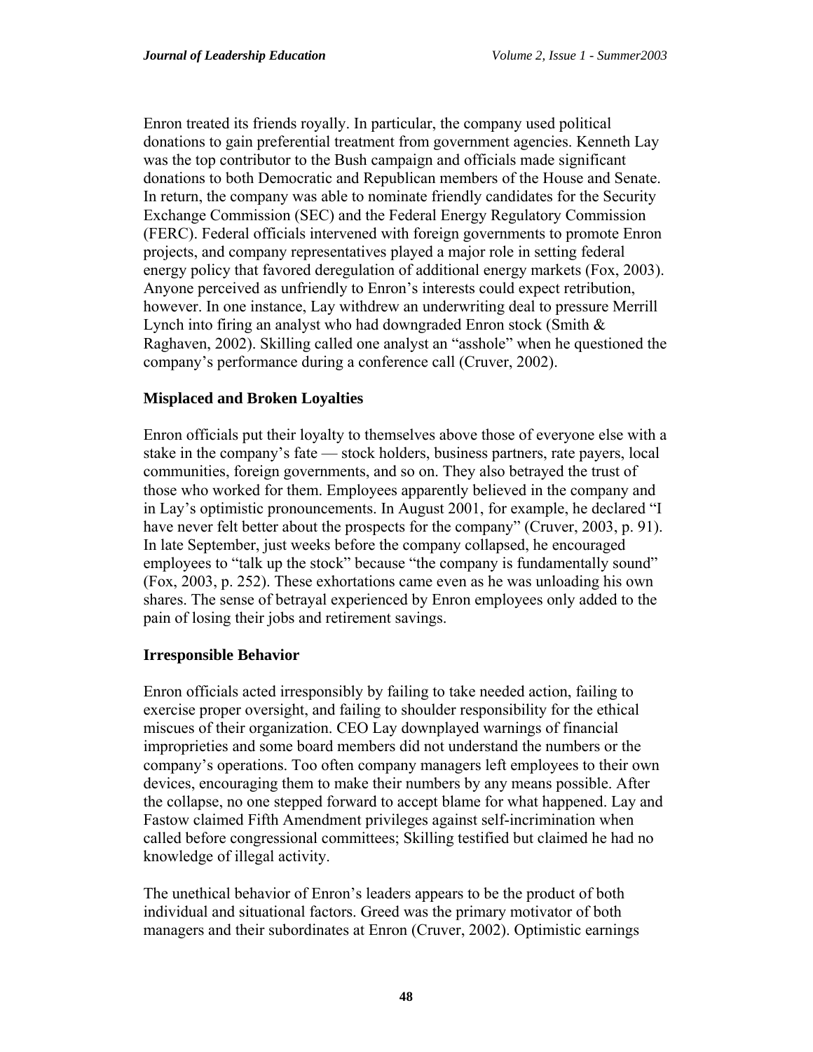Enron treated its friends royally. In particular, the company used political donations to gain preferential treatment from government agencies. Kenneth Lay was the top contributor to the Bush campaign and officials made significant donations to both Democratic and Republican members of the House and Senate. In return, the company was able to nominate friendly candidates for the Security Exchange Commission (SEC) and the Federal Energy Regulatory Commission (FERC). Federal officials intervened with foreign governments to promote Enron projects, and company representatives played a major role in setting federal energy policy that favored deregulation of additional energy markets (Fox, 2003). Anyone perceived as unfriendly to Enron's interests could expect retribution, however. In one instance, Lay withdrew an underwriting deal to pressure Merrill Lynch into firing an analyst who had downgraded Enron stock (Smith & Raghaven, 2002). Skilling called one analyst an "asshole" when he questioned the company's performance during a conference call (Cruver, 2002).

### Misplaced and Broken Loyalties

Enron officials put their loyalty to themselves above those of everyone else with a stake in the company's fate — stock holders, business partners, rate payers, local communities, foreign governments, and so on. They also betrayed the trust of those who worked for them. Employees apparently believed in the company and in Lay's optimistic pronouncements. In August 2001, for example, he declared "I have never felt better about the prospects for the company" (Cruver, 2003, p. 91). In late September, just weeks before the company collapsed, he encouraged employees to "talk up the stock" because "the company is fundamentally sound" (Fox, 2003, p. 252). These exhortations came even as he was unloading his own shares. The sense of betrayal experienced by Enron employees only added to the pain of losing their jobs and retirement savings.

### Irresponsible Behavior

Enron officials acted irresponsibly by failing to take needed action, failing to exercise proper oversight, and failing to shoulder responsibility for the ethical miscues of their organization. CEO Lay downplayed warnings of financial improprieties and some board members did not understand the numbers or the company's operations. Too often company managers left employees to their own devices, encouraging them to make their numbers by any means possible. After the collapse, no one stepped forward to accept blame for what happened. Lay and Fastow claimed Fifth Amendment privileges against self-incrimination when called before congressional committees; Skilling testified but claimed he had no knowledge of illegal activity.

The unethical behavior of Enron's leaders appears to be the product of both individual and situational factors. Greed was the primary motivator of both managers and their subordinates at Enron (Cruver, 2002). Optimistic earnings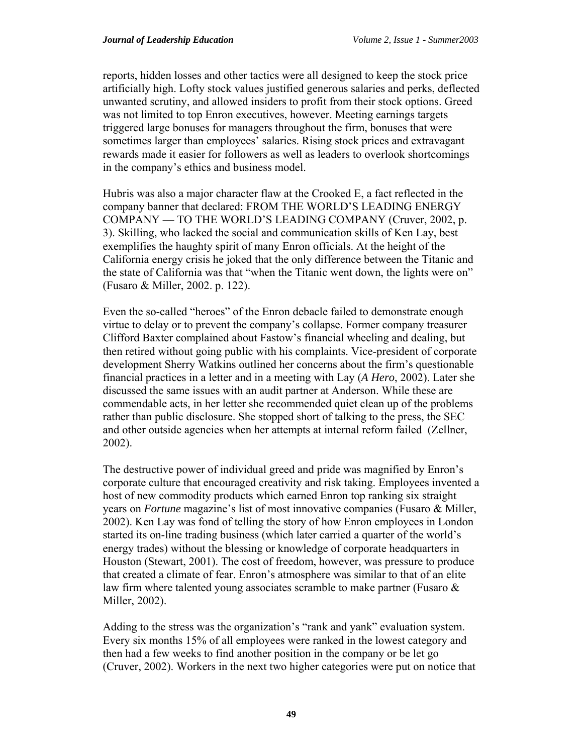reports, hidden losses and other tactics were all designed to keep the stock price artificially high. Lofty stock values justified generous salaries and perks, deflected unwanted scrutiny, and allowed insiders to profit from their stock options. Greed was not limited to top Enron executives, however. Meeting earnings targets triggered large bonuses for managers throughout the firm, bonuses that were sometimes larger than employees' salaries. Rising stock prices and extravagant rewards made it easier for followers as well as leaders to overlook shortcomings in the company's ethics and business model.

Hubris was also a major character flaw at the Crooked E, a fact reflected in the company banner that declared: FROM THE WORLD'S LEADING ENERGY COMPANY — TO THE WORLD'S LEADING COMPANY (Cruver, 2002, p. 3). Skilling, who lacked the social and communication skills of Ken Lay, best exemplifies the haughty spirit of many Enron officials. At the height of the California energy crisis he joked that the only difference between the Titanic and the state of California was that "when the Titanic went down, the lights were on" (Fusaro & Miller, 2002. p. 122).

Even the so-called "heroes" of the Enron debacle failed to demonstrate enough virtue to delay or to prevent the company's collapse. Former company treasurer Clifford Baxter complained about Fastow's financial wheeling and dealing, but then retired without going public with his complaints. Vice-president of corporate development Sherry Watkins outlined her concerns about the firm's questionable financial practices in a letter and in a meeting with Lay (*A Hero*, 2002). Later she discussed the same issues with an audit partner at Anderson. While these are commendable acts, in her letter she recommended quiet clean up of the problems rather than public disclosure. She stopped short of talking to the press, the SEC and other outside agencies when her attempts at internal reform failed (Zellner, 2002).

The destructive power of individual greed and pride was magnified by Enron's corporate culture that encouraged creativity and risk taking. Employees invented a host of new commodity products which earned Enron top ranking six straight years on *Fortune* magazine's list of most innovative companies (Fusaro & Miller, 2002). Ken Lay was fond of telling the story of how Enron employees in London started its on-line trading business (which later carried a quarter of the world's energy trades) without the blessing or knowledge of corporate headquarters in Houston (Stewart, 2001). The cost of freedom, however, was pressure to produce that created a climate of fear. Enron's atmosphere was similar to that of an elite law firm where talented young associates scramble to make partner (Fusaro & Miller, 2002).

Adding to the stress was the organization's "rank and yank" evaluation system. Every six months 15% of all employees were ranked in the lowest category and then had a few weeks to find another position in the company or be let go (Cruver, 2002). Workers in the next two higher categories were put on notice that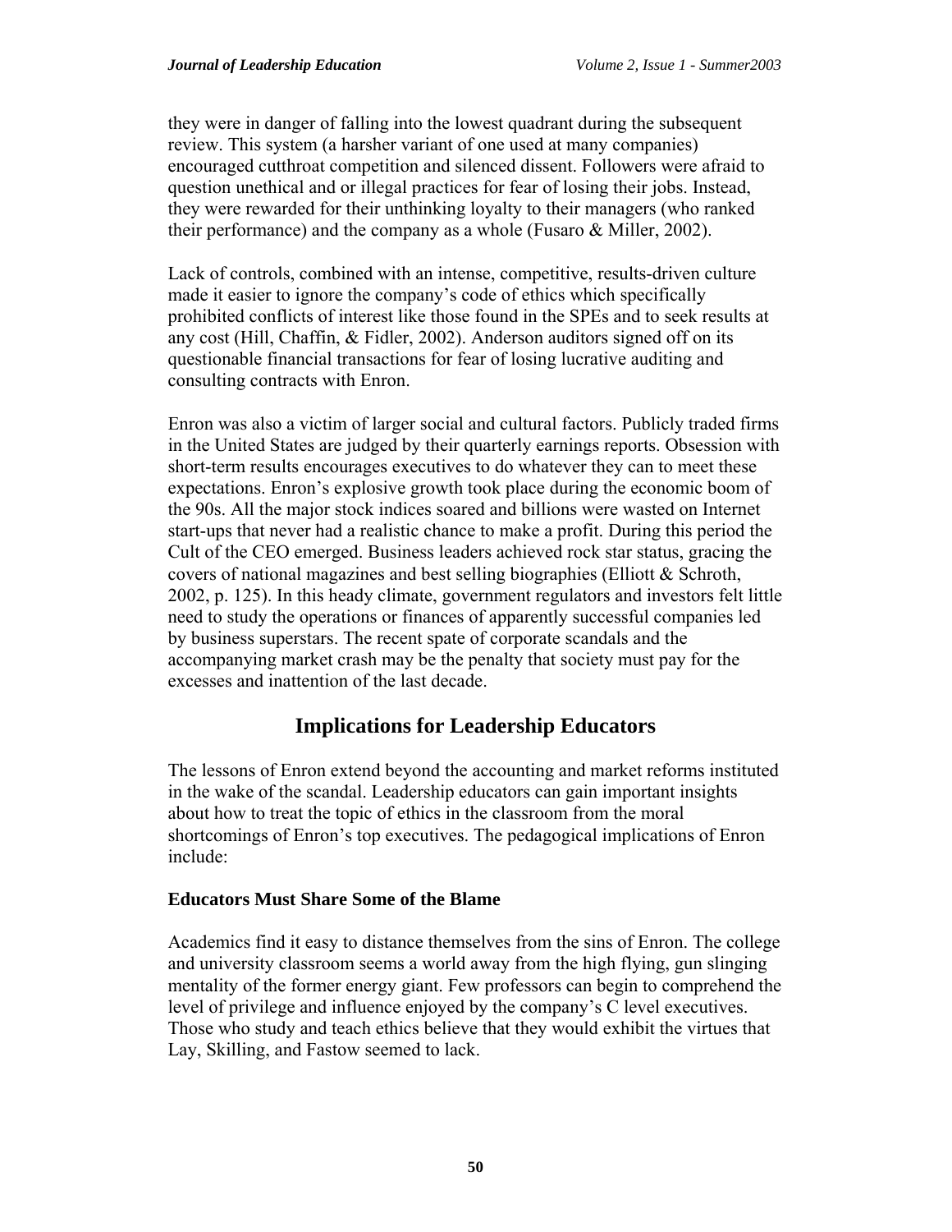they were in danger of falling into the lowest quadrant during the subsequent review. This system (a harsher variant of one used at many companies) encouraged cutthroat competition and silenced dissent. Followers were afraid to question unethical and or illegal practices for fear of losing their jobs. Instead, they were rewarded for their unthinking loyalty to their managers (who ranked their performance) and the company as a whole (Fusaro & Miller, 2002).

Lack of controls, combined with an intense, competitive, results-driven culture made it easier to ignore the company's code of ethics which specifically prohibited conflicts of interest like those found in the SPEs and to seek results at any cost (Hill, Chaffin, & Fidler, 2002). Anderson auditors signed off on its questionable financial transactions for fear of losing lucrative auditing and consulting contracts with Enron.

Enron was also a victim of larger social and cultural factors. Publicly traded firms in the United States are judged by their quarterly earnings reports. Obsession with short-term results encourages executives to do whatever they can to meet these expectations. Enron's explosive growth took place during the economic boom of the 90s. All the major stock indices soared and billions were wasted on Internet start-ups that never had a realistic chance to make a profit. During this period the Cult of the CEO emerged. Business leaders achieved rock star status, gracing the covers of national magazines and best selling biographies (Elliott & Schroth, 2002, p. 125). In this heady climate, government regulators and investors felt little need to study the operations or finances of apparently successful companies led by business superstars. The recent spate of corporate scandals and the accompanying market crash may be the penalty that society must pay for the excesses and inattention of the last decade.

## Implications for Leadership Educators

The lessons of Enron extend beyond the accounting and market reforms instituted in the wake of the scandal. Leadership educators can gain important insights about how to treat the topic of ethics in the classroom from the moral shortcomings of Enron's top executives. The pedagogical implications of Enron include:

### Educators Must Share Some of the Blame

Academics find it easy to distance themselves from the sins of Enron. The college and university classroom seems a world away from the high flying, gun slinging mentality of the former energy giant. Few professors can begin to comprehend the level of privilege and influence enjoyed by the company's C level executives. Those who study and teach ethics believe that they would exhibit the virtues that Lay, Skilling, and Fastow seemed to lack.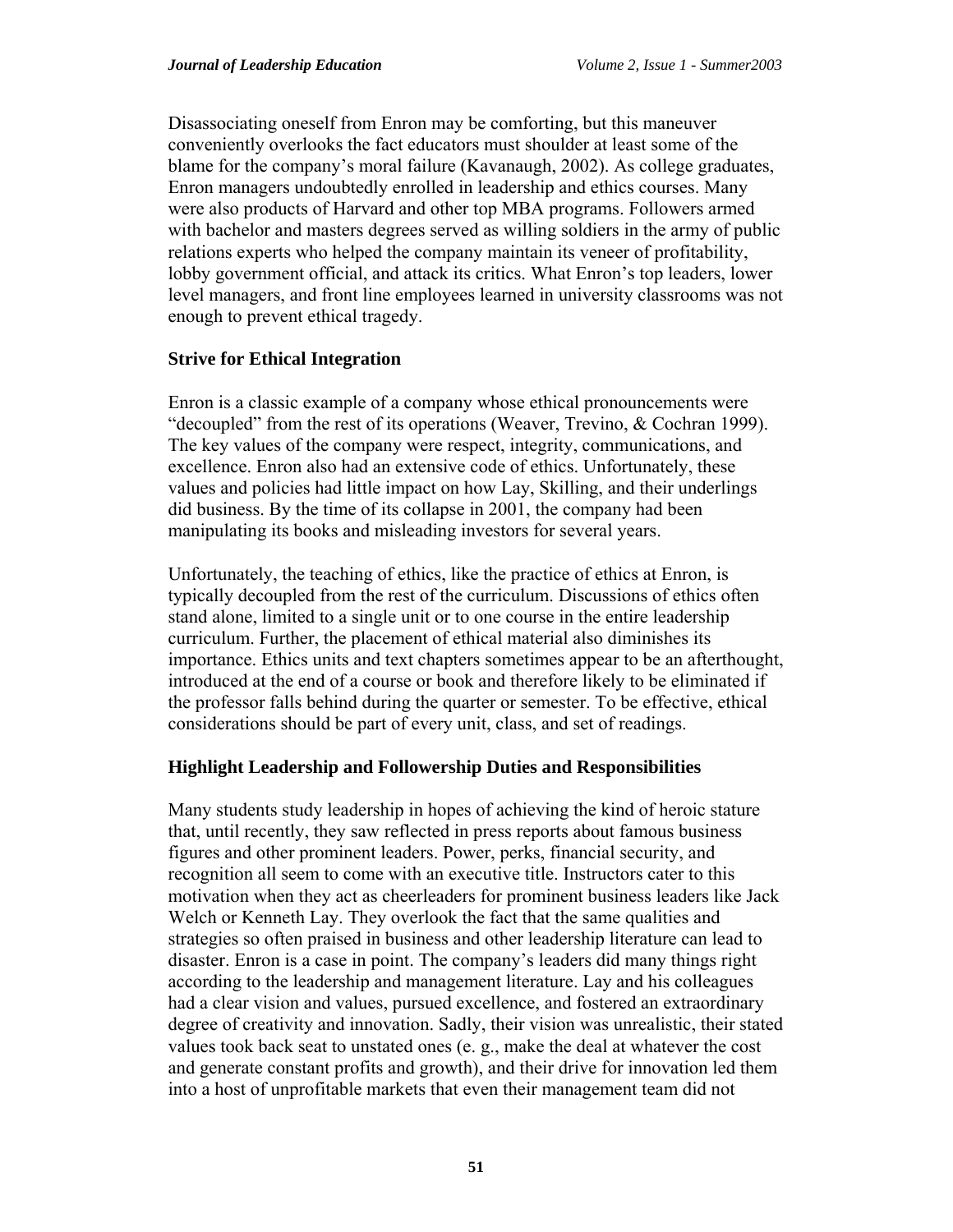Disassociating oneself from Enron may be comforting, but this maneuver conveniently overlooks the fact educators must shoulder at least some of the blame for the company's moral failure (Kavanaugh, 2002). As college graduates, Enron managers undoubtedly enrolled in leadership and ethics courses. Many were also products of Harvard and other top MBA programs. Followers armed with bachelor and masters degrees served as willing soldiers in the army of public relations experts who helped the company maintain its veneer of profitability, lobby government official, and attack its critics. What Enron's top leaders, lower level managers, and front line employees learned in university classrooms was not enough to prevent ethical tragedy.

### Strive for Ethical Integration

Enron is a classic example of a company whose ethical pronouncements were "decoupled" from the rest of its operations (Weaver, Trevino, & Cochran 1999). The key values of the company were respect, integrity, communications, and excellence. Enron also had an extensive code of ethics. Unfortunately, these values and policies had little impact on how Lay, Skilling, and their underlings did business. By the time of its collapse in 2001, the company had been manipulating its books and misleading investors for several years.

Unfortunately, the teaching of ethics, like the practice of ethics at Enron, is typically decoupled from the rest of the curriculum. Discussions of ethics often stand alone, limited to a single unit or to one course in the entire leadership curriculum. Further, the placement of ethical material also diminishes its importance. Ethics units and text chapters sometimes appear to be an afterthought, introduced at the end of a course or book and therefore likely to be eliminated if the professor falls behind during the quarter or semester. To be effective, ethical considerations should be part of every unit, class, and set of readings.

### Highlight Leadership and Followership Duties and Responsibilities

Many students study leadership in hopes of achieving the kind of heroic stature that, until recently, they saw reflected in press reports about famous business figures and other prominent leaders. Power, perks, financial security, and recognition all seem to come with an executive title. Instructors cater to this motivation when they act as cheerleaders for prominent business leaders like Jack Welch or Kenneth Lay. They overlook the fact that the same qualities and strategies so often praised in business and other leadership literature can lead to disaster. Enron is a case in point. The company's leaders did many things right according to the leadership and management literature. Lay and his colleagues had a clear vision and values, pursued excellence, and fostered an extraordinary degree of creativity and innovation. Sadly, their vision was unrealistic, their stated values took back seat to unstated ones (e. g., make the deal at whatever the cost and generate constant profits and growth), and their drive for innovation led them into a host of unprofitable markets that even their management team did not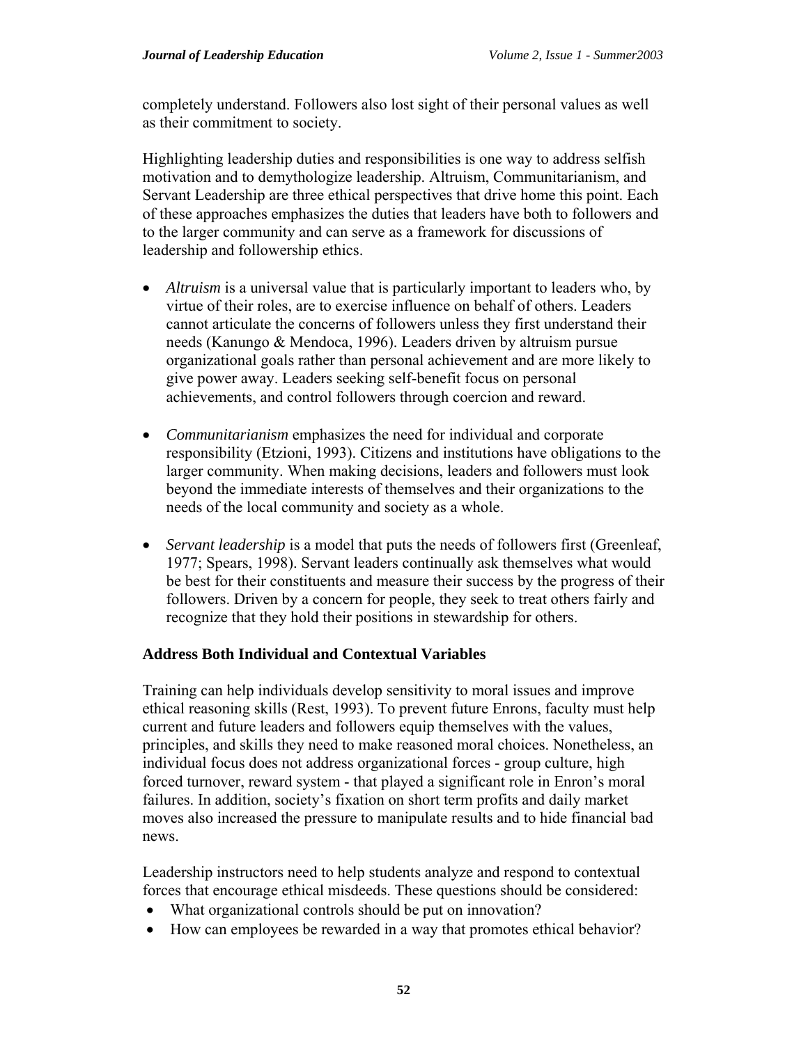completely understand. Followers also lost sight of their personal values as well as their commitment to society.

Highlighting leadership duties and responsibilities is one way to address selfish motivation and to demythologize leadership. Altruism, Communitarianism, and Servant Leadership are three ethical perspectives that drive home this point. Each of these approaches emphasizes the duties that leaders have both to followers and to the larger community and can serve as a framework for discussions of leadership and followership ethics.

- *Altruism* is a universal value that is particularly important to leaders who, by virtue of their roles, are to exercise influence on behalf of others. Leaders cannot articulate the concerns of followers unless they first understand their needs (Kanungo & Mendoca, 1996). Leaders driven by altruism pursue organizational goals rather than personal achievement and are more likely to give power away. Leaders seeking self-benefit focus on personal achievements, and control followers through coercion and reward.

- *Communitarianism* emphasizes the need for individual and corporate responsibility (Etzioni, 1993). Citizens and institutions have obligations to the larger community. When making decisions, leaders and followers must look beyond the immediate interests of themselves and their organizations to the needs of the local community and society as a whole.

- *Servant leadership* is a model that puts the needs of followers first (Greenleaf, 1977; Spears, 1998). Servant leaders continually ask themselves what would be best for their constituents and measure their success by the progress of their followers. Driven by a concern for people, they seek to treat others fairly and recognize that they hold their positions in stewardship for others.

### Address Both Individual and Contextual Variables

Training can help individuals develop sensitivity to moral issues and improve ethical reasoning skills (Rest, 1993). To prevent future Enrons, faculty must help current and future leaders and followers equip themselves with the values, principles, and skills they need to make reasoned moral choices. Nonetheless, an individual focus does not address organizational forces - group culture, high forced turnover, reward system - that played a significant role in Enron's moral failures. In addition, society's fixation on short term profits and daily market moves also increased the pressure to manipulate results and to hide financial bad news.

Leadership instructors need to help students analyze and respond to contextual forces that encourage ethical misdeeds. These questions should be considered:

- What organizational controls should be put on innovation?
- How can employees be rewarded in a way that promotes ethical behavior?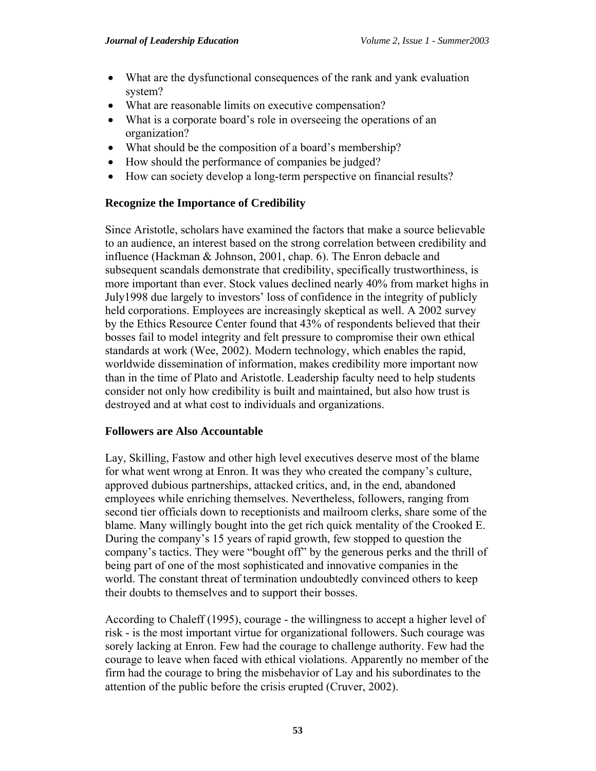- What are the dysfunctional consequences of the rank and yank evaluation system?
- What are reasonable limits on executive compensation?
- What is a corporate board's role in overseeing the operations of an organization?
- What should be the composition of a board's membership?
- How should the performance of companies be judged?
- How can society develop a long-term perspective on financial results?

**Recognize the Importance of Credibility**

Since Aristotle, scholars have examined the factors that make a source believable to an audience, an interest based on the strong correlation between credibility and influence (Hackman & Johnson, 2001, chap. 6). The Enron debacle and subsequent scandals demonstrate that credibility, specifically trustworthiness, is more important than ever. Stock values declined nearly 40% from market highs in July1998 due largely to investors' loss of confidence in the integrity of publicly held corporations. Employees are increasingly skeptical as well. A 2002 survey by the Ethics Resource Center found that 43% of respondents believed that their bosses fail to model integrity and felt pressure to compromise their own ethical standards at work (Wee, 2002). Modern technology, which enables the rapid, worldwide dissemination of information, makes credibility more important now than in the time of Plato and Aristotle. Leadership faculty need to help students consider not only how credibility is built and maintained, but also how trust is destroyed and at what cost to individuals and organizations.

**Followers are Also Accountable**

Lay, Skilling, Fastow and other high level executives deserve most of the blame for what went wrong at Enron. It was they who created the company's culture, approved dubious partnerships, attacked critics, and, in the end, abandoned employees while enriching themselves. Nevertheless, followers, ranging from second tier officials down to receptionists and mailroom clerks, share some of the blame. Many willingly bought into the get rich quick mentality of the Crooked E. During the company's 15 years of rapid growth, few stopped to question the company's tactics. They were "bought off" by the generous perks and the thrill of being part of one of the most sophisticated and innovative companies in the world. The constant threat of termination undoubtedly convinced others to keep their doubts to themselves and to support their bosses.

According to Chaleff (1995), courage - the willingness to accept a higher level of risk - is the most important virtue for organizational followers. Such courage was sorely lacking at Enron. Few had the courage to challenge authority. Few had the courage to leave when faced with ethical violations. Apparently no member of the firm had the courage to bring the misbehavior of Lay and his subordinates to the attention of the public before the crisis erupted (Cruver, 2002).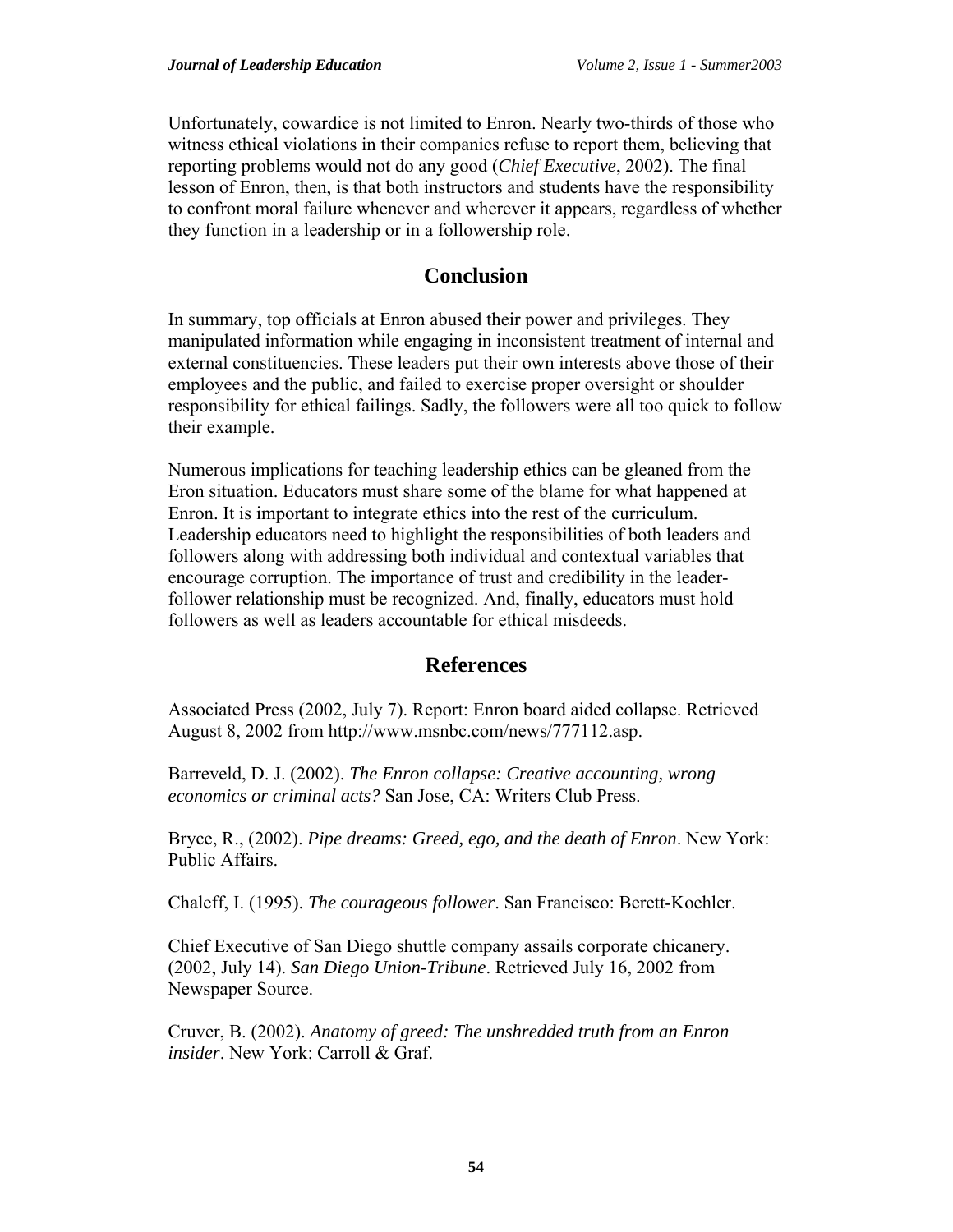Unfortunately, cowardice is not limited to Enron. Nearly two-thirds of those who witness ethical violations in their companies refuse to report them, believing that reporting problems would not do any good (*Chief Executive*, 2002). The final lesson of Enron, then, is that both instructors and students have the responsibility to confront moral failure whenever and wherever it appears, regardless of whether they function in a leadership or in a followership role.

## Conclusion

In summary, top officials at Enron abused their power and privileges. They manipulated information while engaging in inconsistent treatment of internal and external constituencies. These leaders put their own interests above those of their employees and the public, and failed to exercise proper oversight or shoulder responsibility for ethical failings. Sadly, the followers were all too quick to follow their example.

Numerous implications for teaching leadership ethics can be gleaned from the Eron situation. Educators must share some of the blame for what happened at Enron. It is important to integrate ethics into the rest of the curriculum. Leadership educators need to highlight the responsibilities of both leaders and followers along with addressing both individual and contextual variables that encourage corruption. The importance of trust and credibility in the leader-follower relationship must be recognized. And, finally, educators must hold followers as well as leaders accountable for ethical misdeeds.

## References

Associated Press (2002, July 7). Report: Enron board aided collapse. Retrieved August 8, 2002 from http://www.msnbc.com/news/777112.asp.

Barreveld, D. J. (2002). *The Enron collapse: Creative accounting, wrong economics or criminal acts?* San Jose, CA: Writers Club Press.

Bryce, R., (2002). *Pipe dreams: Greed, ego, and the death of Enron*. New York: Public Affairs.

Chaleff, I. (1995). *The courageous follower*. San Francisco: Berett-Koehler.

Chief Executive of San Diego shuttle company assails corporate chicanery. (2002, July 14). *San Diego Union-Tribune*. Retrieved July 16, 2002 from Newspaper Source.

Cruver, B. (2002). *Anatomy of greed: The unshredded truth from an Enron insider*. New York: Carroll & Graf.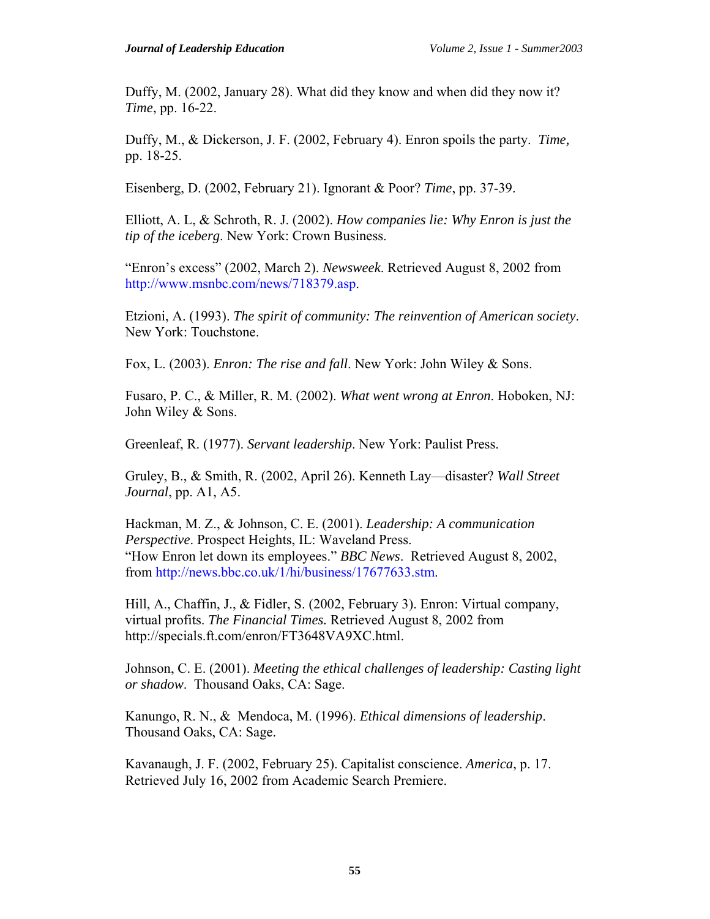Duffy, M. (2002, January 28). What did they know and when did they now it? *Time*, pp. 16-22.

Duffy, M., & Dickerson, J. F. (2002, February 4). Enron spoils the party. *Time,* pp. 18-25.

Eisenberg, D. (2002, February 21). Ignorant & Poor? *Time*, pp. 37-39.

Elliott, A. L, & Schroth, R. J. (2002). *How companies lie: Why Enron is just the tip of the iceberg*. New York: Crown Business.

"Enron's excess" (2002, March 2). *Newsweek*. Retrieved August 8, 2002 from http://www.msnbc.com/news/718379.asp.

Etzioni, A. (1993). *The spirit of community: The reinvention of American society*. New York: Touchstone.

Fox, L. (2003). *Enron: The rise and fall*. New York: John Wiley & Sons.

Fusaro, P. C., & Miller, R. M. (2002). *What went wrong at Enron*. Hoboken, NJ: John Wiley & Sons.

Greenleaf, R. (1977). *Servant leadership*. New York: Paulist Press.

Gruley, B., & Smith, R. (2002, April 26). Kenneth Lay—disaster? *Wall Street Journal*, pp. A1, A5.

Hackman, M. Z., & Johnson, C. E. (2001). *Leadership: A communication Perspective*. Prospect Heights, IL: Waveland Press.
"How Enron let down its employees." *BBC News*. Retrieved August 8, 2002, from http://news.bbc.co.uk/1/hi/business/17677633.stm.

Hill, A., Chaffin, J., & Fidler, S. (2002, February 3). Enron: Virtual company, virtual profits. *The Financial Times.* Retrieved August 8, 2002 from http://specials.ft.com/enron/FT3648VA9XC.html.

Johnson, C. E. (2001). *Meeting the ethical challenges of leadership: Casting light or shadow*. Thousand Oaks, CA: Sage.

Kanungo, R. N., & Mendoca, M. (1996). *Ethical dimensions of leadership*. Thousand Oaks, CA: Sage.

Kavanaugh, J. F. (2002, February 25). Capitalist conscience. *America*, p. 17. Retrieved July 16, 2002 from Academic Search Premiere.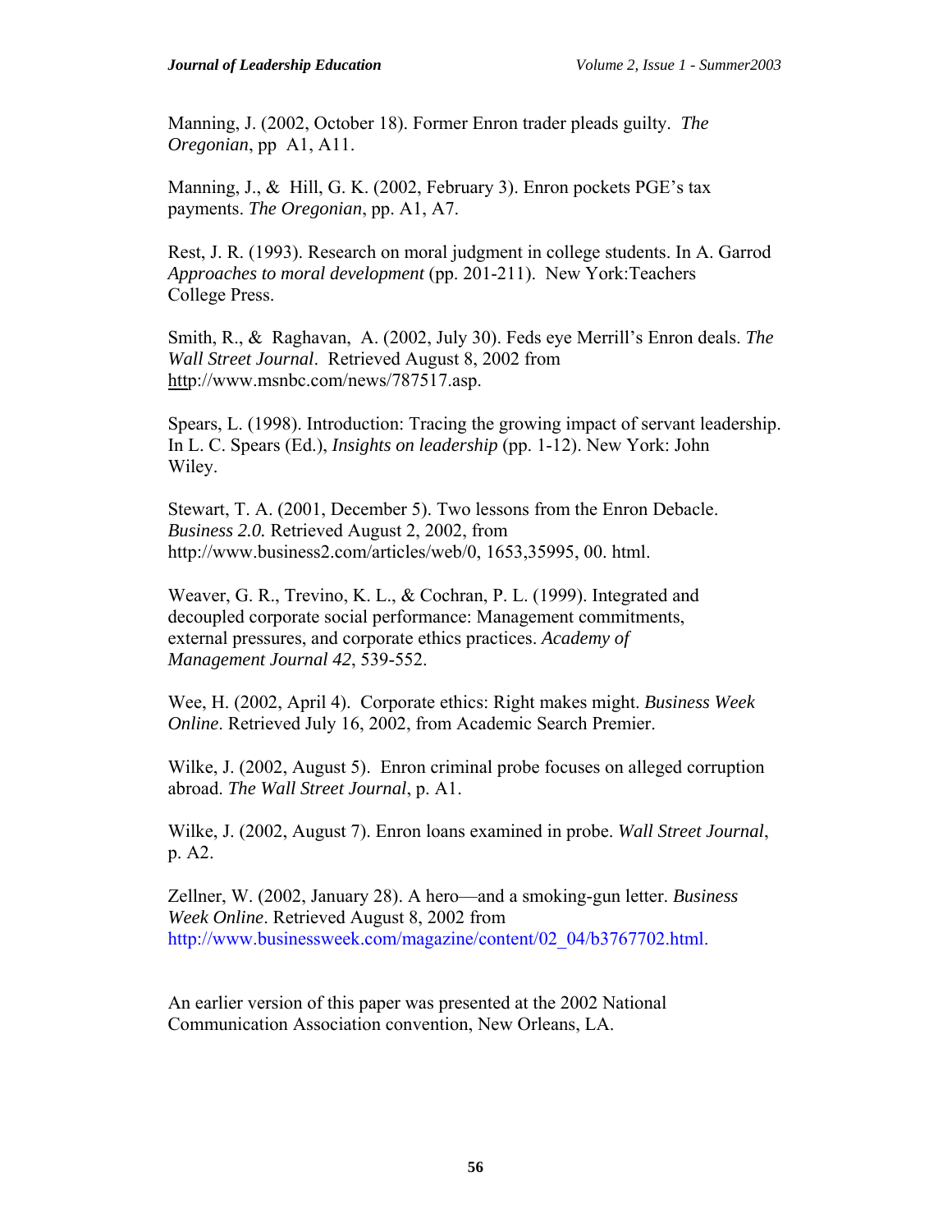Manning, J. (2002, October 18). Former Enron trader pleads guilty. *The Oregonian*, pp A1, A11.

Manning, J., & Hill, G. K. (2002, February 3). Enron pockets PGE's tax payments. *The Oregonian*, pp. A1, A7.

Rest, J. R. (1993). Research on moral judgment in college students. In A. Garrod *Approaches to moral development* (pp. 201-211). New York:Teachers College Press.

Smith, R., & Raghavan, A. (2002, July 30). Feds eye Merrill's Enron deals. *The Wall Street Journal*. Retrieved August 8, 2002 from http://www.msnbc.com/news/787517.asp.

Spears, L. (1998). Introduction: Tracing the growing impact of servant leadership. In L. C. Spears (Ed.), *Insights on leadership* (pp. 1-12). New York: John Wiley.

Stewart, T. A. (2001, December 5). Two lessons from the Enron Debacle. *Business 2.0.* Retrieved August 2, 2002, from http://www.business2.com/articles/web/0, 1653,35995, 00. html.

Weaver, G. R., Trevino, K. L., & Cochran, P. L. (1999). Integrated and decoupled corporate social performance: Management commitments, external pressures, and corporate ethics practices. *Academy of Management Journal 42*, 539-552.

Wee, H. (2002, April 4). Corporate ethics: Right makes might. *Business Week Online*. Retrieved July 16, 2002, from Academic Search Premier.

Wilke, J. (2002, August 5). Enron criminal probe focuses on alleged corruption abroad. *The Wall Street Journal*, p. A1.

Wilke, J. (2002, August 7). Enron loans examined in probe. *Wall Street Journal*, p. A2.

Zellner, W. (2002, January 28). A hero—and a smoking-gun letter. *Business Week Online*. Retrieved August 8, 2002 from http://www.businessweek.com/magazine/content/02_04/b3767702.html.

An earlier version of this paper was presented at the 2002 National Communication Association convention, New Orleans, LA.